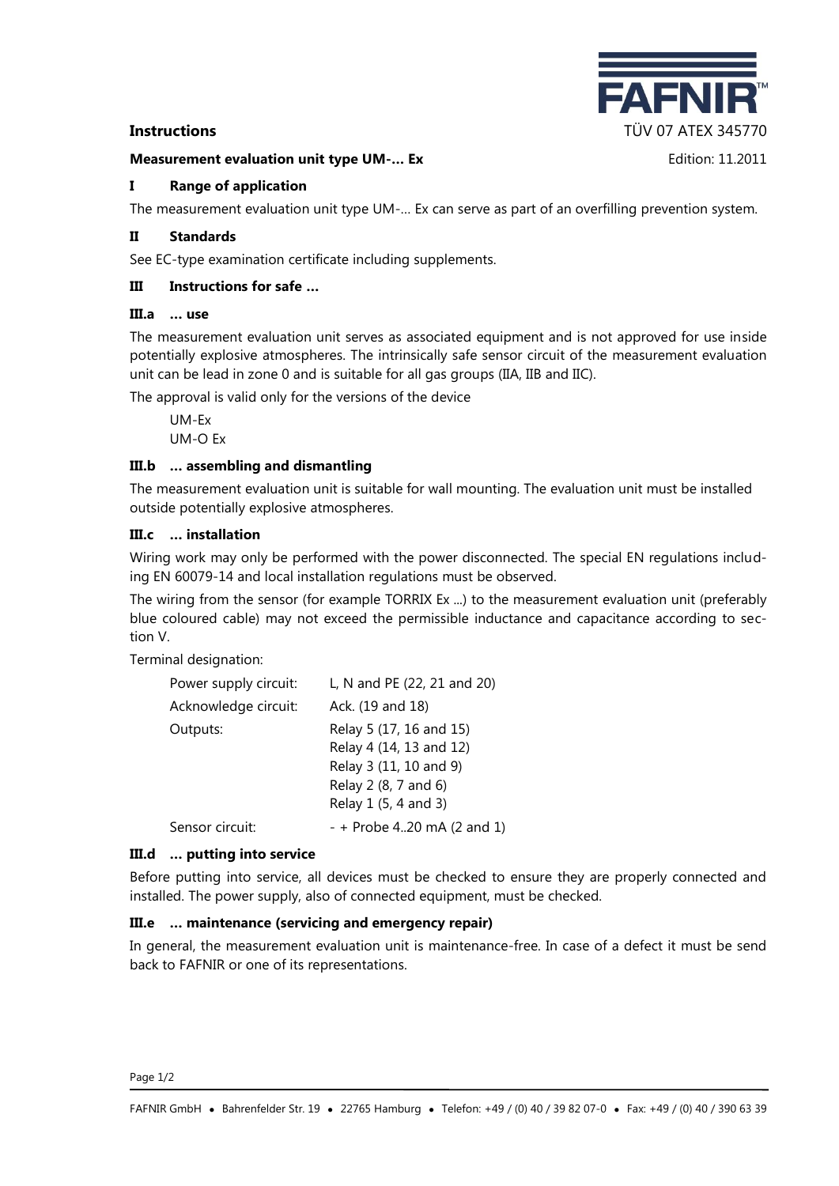**Instructions**

TÜV 07 ATEX 345770

**Measurement evaluation unit type UM-... Ex**

Edition: 11.2011

## I Range of application

The measurement evaluation unit type UM-... Ex can serve as part of an overfilling prevention system.

## II Standards

See EC-type examination certificate including supplements.

## III Instructions for safe ...

### III.a ... use

The measurement evaluation unit serves as associated equipment and is not approved for use inside potentially explosive atmospheres. The intrinsically safe sensor circuit of the measurement evaluation unit can be lead in zone 0 and is suitable for all gas groups (IIA, IIB and IIC).

The approval is valid only for the versions of the device

UM-Ex
UM-O Ex

### III.b ... assembling and dismantling

The measurement evaluation unit is suitable for wall mounting. The evaluation unit must be installed outside potentially explosive atmospheres.

### III.c ... installation

Wiring work may only be performed with the power disconnected. The special EN regulations including EN 60079-14 and local installation regulations must be observed.

The wiring from the sensor (for example TORRIX Ex ...) to the measurement evaluation unit (preferably blue coloured cable) may not exceed the permissible inductance and capacitance according to section V.

Terminal designation:

| | |
|---|---|
| Power supply circuit: | L, N and PE (22, 21 and 20) |
| Acknowledge circuit: | Ack. (19 and 18) |
| Outputs: | Relay 5 (17, 16 and 15)<br>Relay 4 (14, 13 and 12)<br>Relay 3 (11, 10 and 9)<br>Relay 2 (8, 7 and 6)<br>Relay 1 (5, 4 and 3) |
| Sensor circuit: | - + Probe 4..20 mA (2 and 1) |

### III.d ... putting into service

Before putting into service, all devices must be checked to ensure they are properly connected and installed. The power supply, also of connected equipment, must be checked.

### III.e ... maintenance (servicing and emergency repair)

In general, the measurement evaluation unit is maintenance-free. In case of a defect it must be send back to FAFNIR or one of its representations.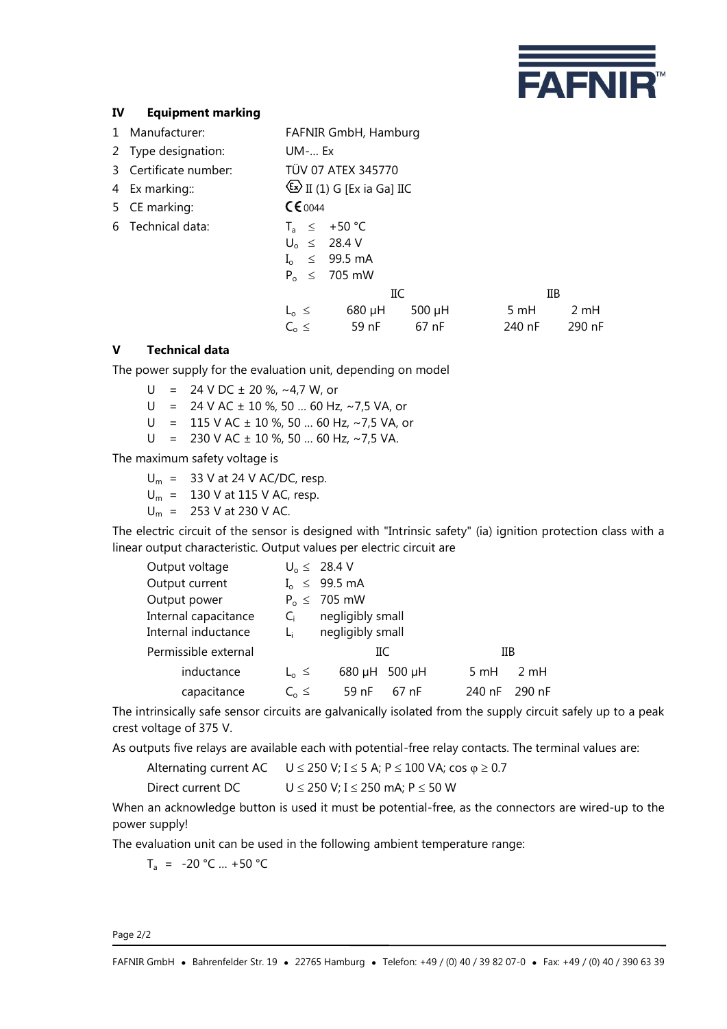## IV Equipment marking

| | | |
|---|---|---|
| 1 | Manufacturer: | FAFNIR GmbH, Hamburg |
| 2 | Type designation: | UM-... Ex |
| 3 | Certificate number: | TÜV 07 ATEX 345770 |
| 4 | Ex marking:: | Ⓔx II (1) G [Ex ia Ga] IIC |
| 5 | CE marking: | CE 0044 |
| 6 | Technical data: | $T_a \leq$ +50 °C |
| | | $U_o \leq$ 28.4 V |
| | | $I_o \leq$ 99.5 mA |
| | | $P_o \leq$ 705 mW |

| | IIC | | IIB | |
|---|---|---|---|---|
| $L_o \leq$ | 680 µH | 500 µH | 5 mH | 2 mH |
| $C_o \leq$ | 59 nF | 67 nF | 240 nF | 290 nF |

## V Technical data

The power supply for the evaluation unit, depending on model

- U = 24 V DC ± 20 %, ~4,7 W, or
- U = 24 V AC ± 10 %, 50 ... 60 Hz, ~7,5 VA, or
- U = 115 V AC ± 10 %, 50 ... 60 Hz, ~7,5 VA, or
- U = 230 V AC ± 10 %, 50 ... 60 Hz, ~7,5 VA.

The maximum safety voltage is

- $U_m$ = 33 V at 24 V AC/DC, resp.
- $U_m$ = 130 V at 115 V AC, resp.
- $U_m$ = 253 V at 230 V AC.

The electric circuit of the sensor is designed with "Intrinsic safety" (ia) ignition protection class with a linear output characteristic. Output values per electric circuit are

| | | |
|---|---|---|
| Output voltage | $U_o \leq$ | 28.4 V |
| Output current | $I_o \leq$ | 99.5 mA |
| Output power | $P_o \leq$ | 705 mW |
| Internal capacitance | $C_i$ | negligibly small |
| Internal inductance | $L_i$ | negligibly small |

| Permissible external | | IIC | | IIB | |
|---|---|---|---|---|---|
| inductance | $L_o \leq$ | 680 µH | 500 µH | 5 mH | 2 mH |
| capacitance | $C_o \leq$ | 59 nF | 67 nF | 240 nF | 290 nF |

The intrinsically safe sensor circuits are galvanically isolated from the supply circuit safely up to a peak crest voltage of 375 V.

As outputs five relays are available each with potential-free relay contacts. The terminal values are:

| | |
|---|---|
| Alternating current AC | $U \leq 250$ V; $I \leq 5$ A; $P \leq 100$ VA; $\cos \varphi \geq 0.7$ |
| Direct current DC | $U \leq 250$ V; $I \leq 250$ mA; $P \leq 50$ W |

When an acknowledge button is used it must be potential-free, as the connectors are wired-up to the power supply!

The evaluation unit can be used in the following ambient temperature range:

$T_a$ = -20 °C ... +50 °C